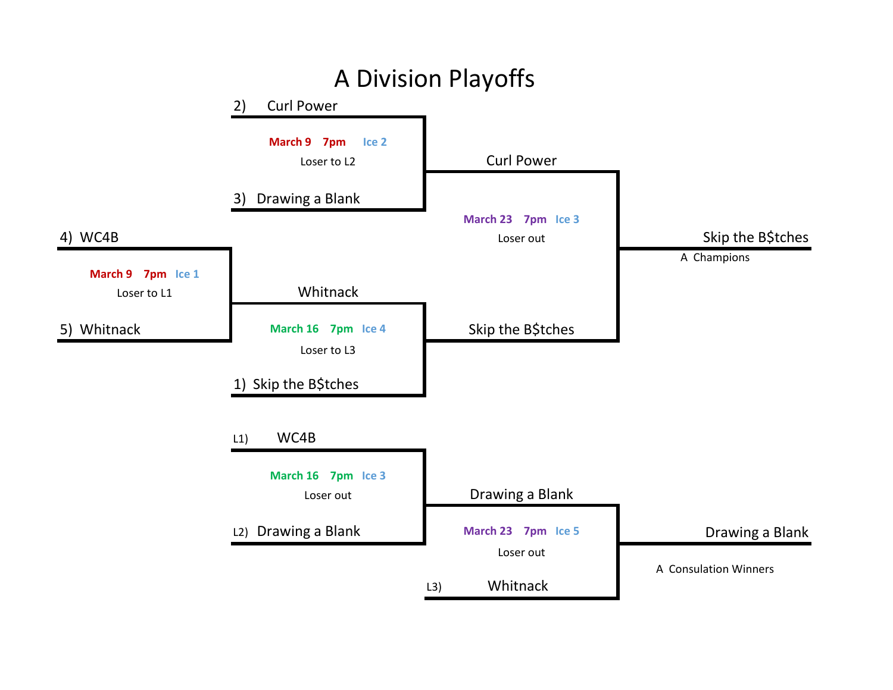# A Division Playoffs

2) Curl Power

March 9 7pm Ice 2

Loser to L2

3) Drawing a Blank

4) WC4B

March 9 7pm Ice 1

Loser to L1

5) Whitnack

Curl Power

March 23 7pm Ice 3

Loser out

Whitnack

March 16 7pm Ice 4

Loser to L3

1) Skip the B$tches

Skip the B$tches

Skip the B$tches

A Champions

L1) WC4B

March 16 7pm Ice 3

Loser out

L2) Drawing a Blank

Drawing a Blank

March 23 7pm Ice 5

Loser out

L3) Whitnack

Drawing a Blank

A Consulation Winners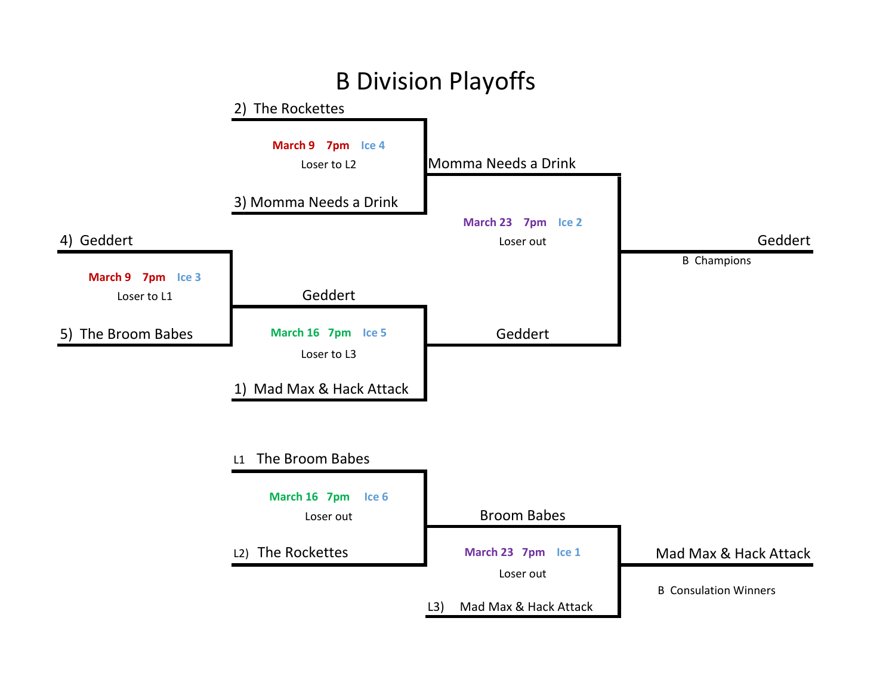# B Division Playoffs

2) The Rockettes

March 9 7pm Ice 4

Loser to L2

3) Momma Needs a Drink

Momma Needs a Drink

March 23 7pm Ice 2

Loser out

4) Geddert

March 9 7pm Ice 3

Loser to L1

5) The Broom Babes

Geddert

March 16 7pm Ice 5

Loser to L3

1) Mad Max & Hack Attack

Geddert

Geddert

B Champions

L1 The Broom Babes

March 16 7pm Ice 6

Loser out

L2) The Rockettes

Broom Babes

March 23 7pm Ice 1

Loser out

L3) Mad Max & Hack Attack

Mad Max & Hack Attack

B Consulation Winners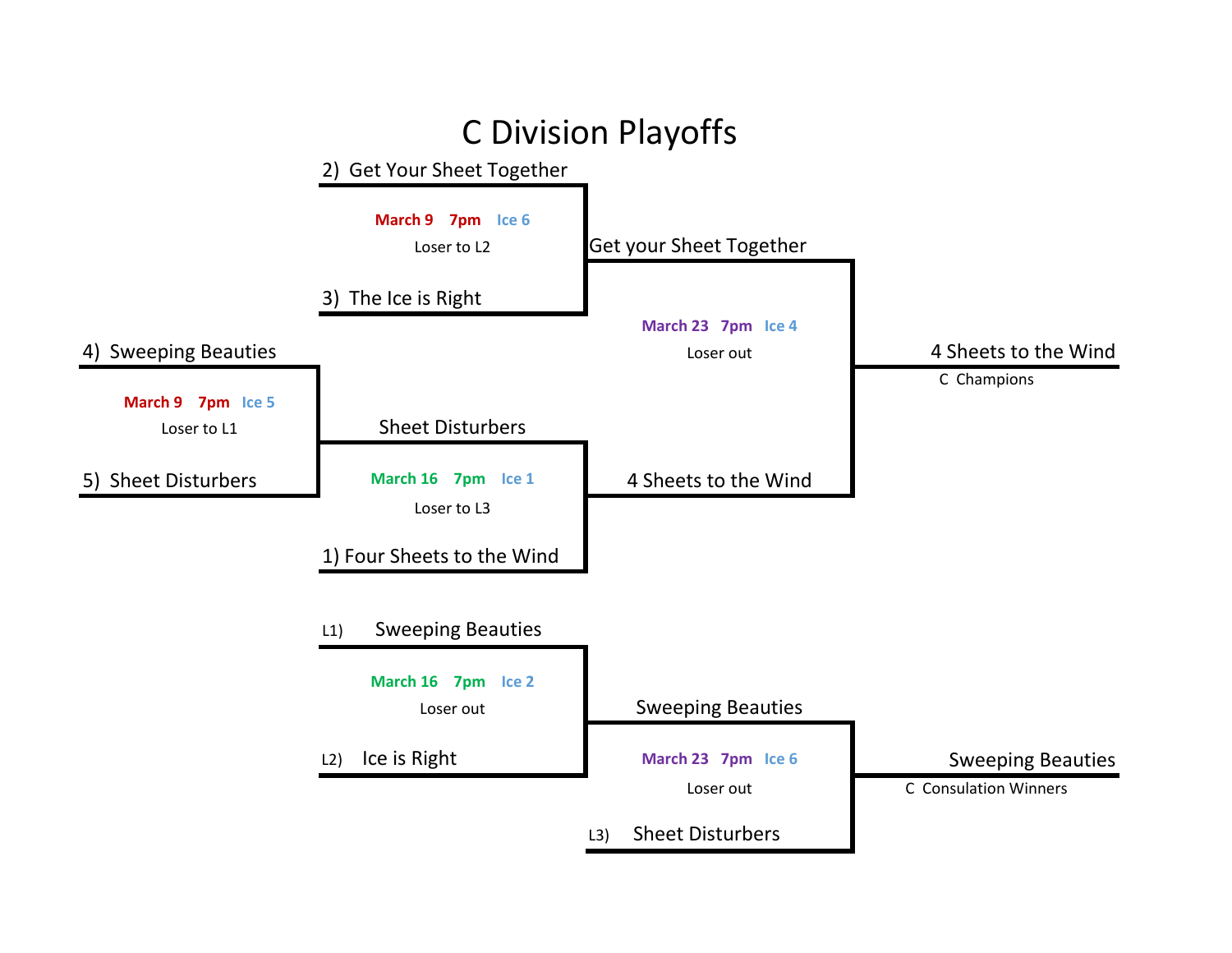# C Division Playoffs

2) Get Your Sheet Together

March 9 7pm Ice 6

Loser to L2

3) The Ice is Right

Get your Sheet Together

March 23 7pm Ice 4

Loser out

4 Sheets to the Wind

C Champions

4) Sweeping Beauties

March 9 7pm Ice 5

Loser to L1

5) Sheet Disturbers

Sheet Disturbers

March 16 7pm Ice 1

Loser to L3

1) Four Sheets to the Wind

4 Sheets to the Wind

L1) Sweeping Beauties

March 16 7pm Ice 2

Loser out

L2) Ice is Right

Sweeping Beauties

March 23 7pm Ice 6

Loser out

L3) Sheet Disturbers

Sweeping Beauties

C Consulation Winners